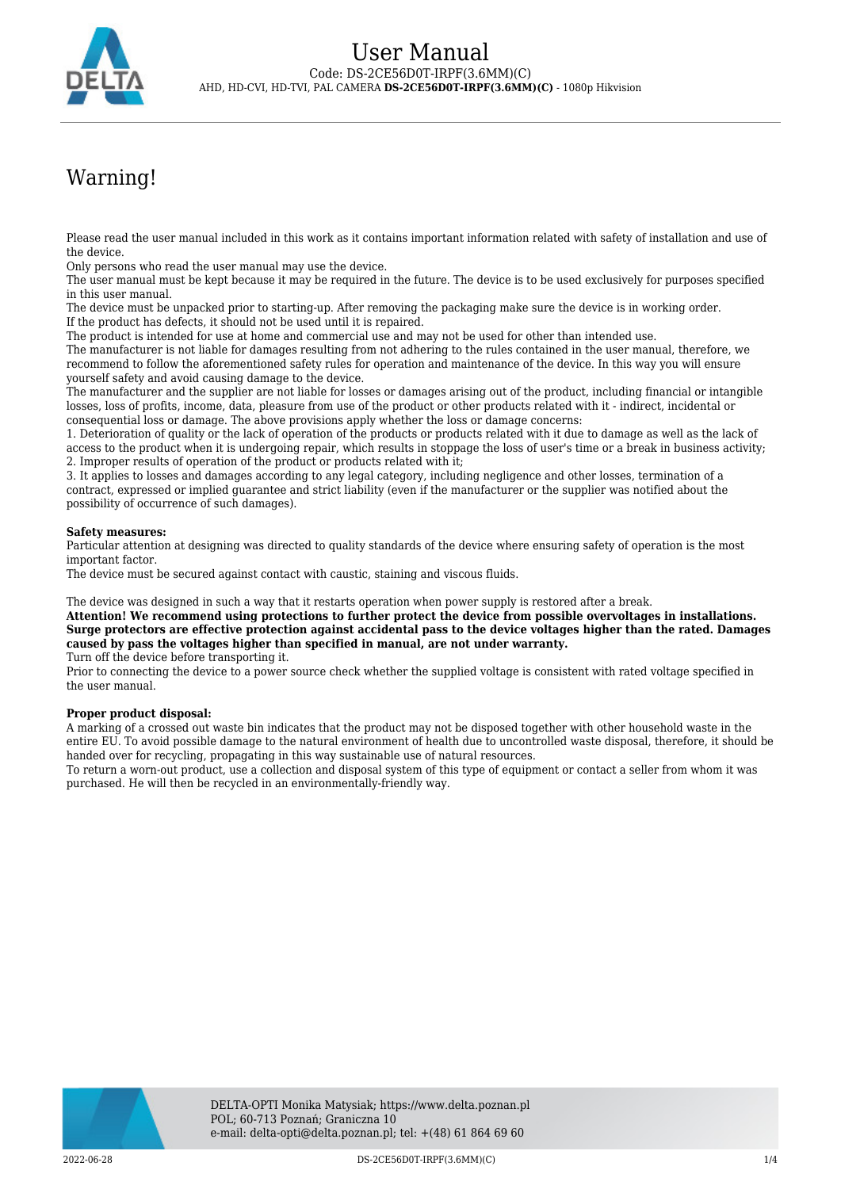# User Manual

Code: DS-2CE56D0T-IRPF(3.6MM)(C)

AHD, HD-CVI, HD-TVI, PAL CAMERA **DS-2CE56D0T-IRPF(3.6MM)(C)** - 1080p Hikvision

## Warning!

Please read the user manual included in this work as it contains important information related with safety of installation and use of the device.
Only persons who read the user manual may use the device.
The user manual must be kept because it may be required in the future. The device is to be used exclusively for purposes specified in this user manual.
The device must be unpacked prior to starting-up. After removing the packaging make sure the device is in working order.
If the product has defects, it should not be used until it is repaired.
The product is intended for use at home and commercial use and may not be used for other than intended use.
The manufacturer is not liable for damages resulting from not adhering to the rules contained in the user manual, therefore, we recommend to follow the aforementioned safety rules for operation and maintenance of the device. In this way you will ensure yourself safety and avoid causing damage to the device.
The manufacturer and the supplier are not liable for losses or damages arising out of the product, including financial or intangible losses, loss of profits, income, data, pleasure from use of the product or other products related with it - indirect, incidental or consequential loss or damage. The above provisions apply whether the loss or damage concerns:
1. Deterioration of quality or the lack of operation of the products or products related with it due to damage as well as the lack of access to the product when it is undergoing repair, which results in stoppage the loss of user's time or a break in business activity;
2. Improper results of operation of the product or products related with it;
3. It applies to losses and damages according to any legal category, including negligence and other losses, termination of a contract, expressed or implied guarantee and strict liability (even if the manufacturer or the supplier was notified about the possibility of occurrence of such damages).

**Safety measures:**
Particular attention at designing was directed to quality standards of the device where ensuring safety of operation is the most important factor.
The device must be secured against contact with caustic, staining and viscous fluids.

The device was designed in such a way that it restarts operation when power supply is restored after a break.
**Attention! We recommend using protections to further protect the device from possible overvoltages in installations. Surge protectors are effective protection against accidental pass to the device voltages higher than the rated. Damages caused by pass the voltages higher than specified in manual, are not under warranty.**
Turn off the device before transporting it.
Prior to connecting the device to a power source check whether the supplied voltage is consistent with rated voltage specified in the user manual.

**Proper product disposal:**
A marking of a crossed out waste bin indicates that the product may not be disposed together with other household waste in the entire EU. To avoid possible damage to the natural environment of health due to uncontrolled waste disposal, therefore, it should be handed over for recycling, propagating in this way sustainable use of natural resources.
To return a worn-out product, use a collection and disposal system of this type of equipment or contact a seller from whom it was purchased. He will then be recycled in an environmentally-friendly way.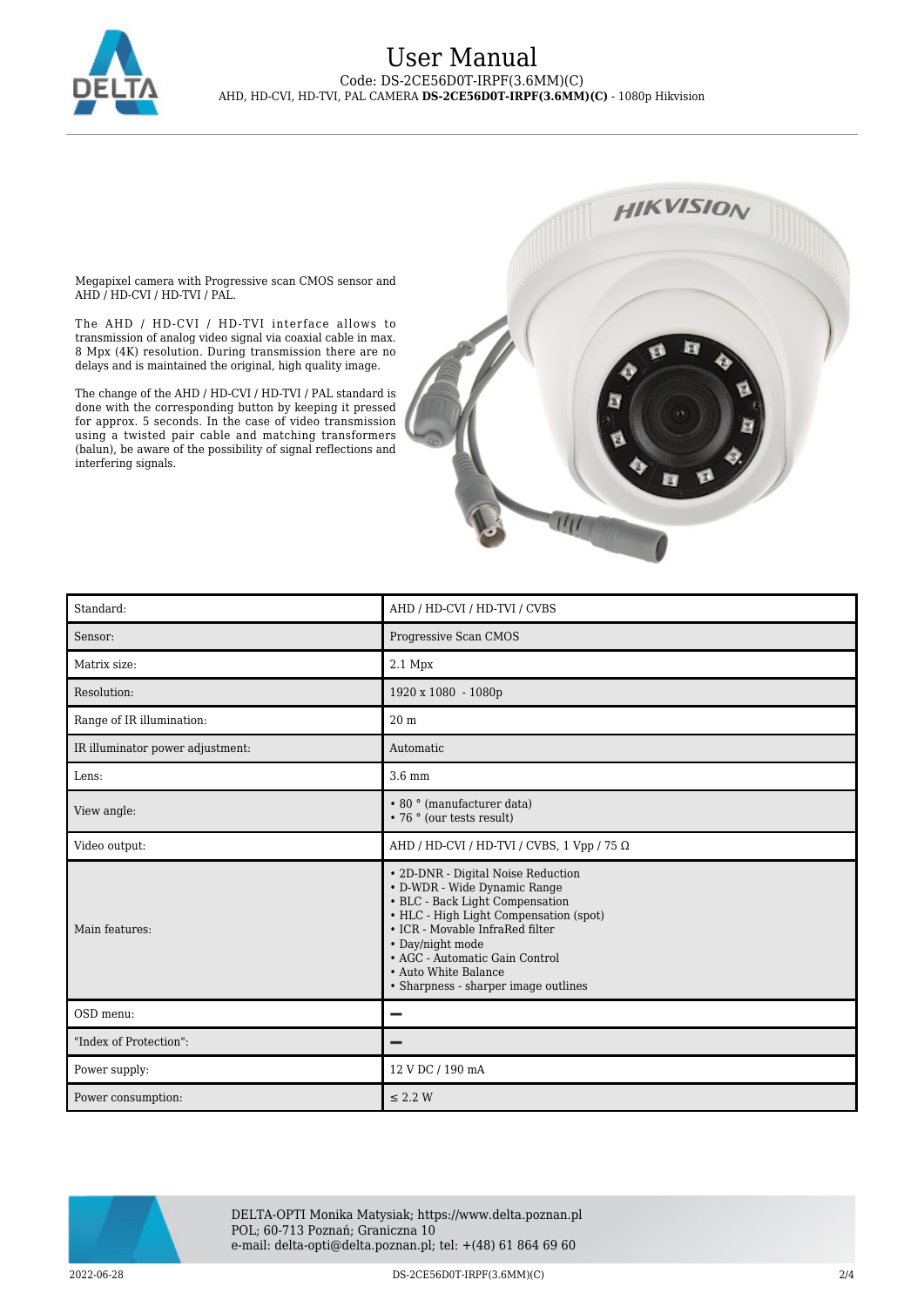# User Manual

Code: DS-2CE56D0T-IRPF(3.6MM)(C)

AHD, HD-CVI, HD-TVI, PAL CAMERA **DS-2CE56D0T-IRPF(3.6MM)(C)** - 1080p Hikvision

Megapixel camera with Progressive scan CMOS sensor and AHD / HD-CVI / HD-TVI / PAL.

The AHD / HD-CVI / HD-TVI interface allows to transmission of analog video signal via coaxial cable in max. 8 Mpx (4K) resolution. During transmission there are no delays and is maintained the original, high quality image.

The change of the AHD / HD-CVI / HD-TVI / PAL standard is done with the corresponding button by keeping it pressed for approx. 5 seconds. In the case of video transmission using a twisted pair cable and matching transformers (balun), be aware of the possibility of signal reflections and interfering signals.

| Standard: | AHD / HD-CVI / HD-TVI / CVBS |
|---|---|
| Sensor: | Progressive Scan CMOS |
| Matrix size: | 2.1 Mpx |
| Resolution: | 1920 x 1080 - 1080p |
| Range of IR illumination: | 20 m |
| IR illuminator power adjustment: | Automatic |
| Lens: | 3.6 mm |
| View angle: | • 80 ° (manufacturer data)<br>• 76 ° (our tests result) |
| Video output: | AHD / HD-CVI / HD-TVI / CVBS, 1 Vpp / 75 Ω |
| Main features: | • 2D-DNR - Digital Noise Reduction<br>• D-WDR - Wide Dynamic Range<br>• BLC - Back Light Compensation<br>• HLC - High Light Compensation (spot)<br>• ICR - Movable InfraRed filter<br>• Day/night mode<br>• AGC - Automatic Gain Control<br>• Auto White Balance<br>• Sharpness - sharper image outlines |
| OSD menu: | − |
| "Index of Protection": | − |
| Power supply: | 12 V DC / 190 mA |
| Power consumption: | ≤ 2.2 W |

DELTA-OPTI Monika Matysiak; https://www.delta.poznan.pl
POL; 60-713 Poznań; Graniczna 10
e-mail: delta-opti@delta.poznan.pl; tel: +(48) 61 864 69 60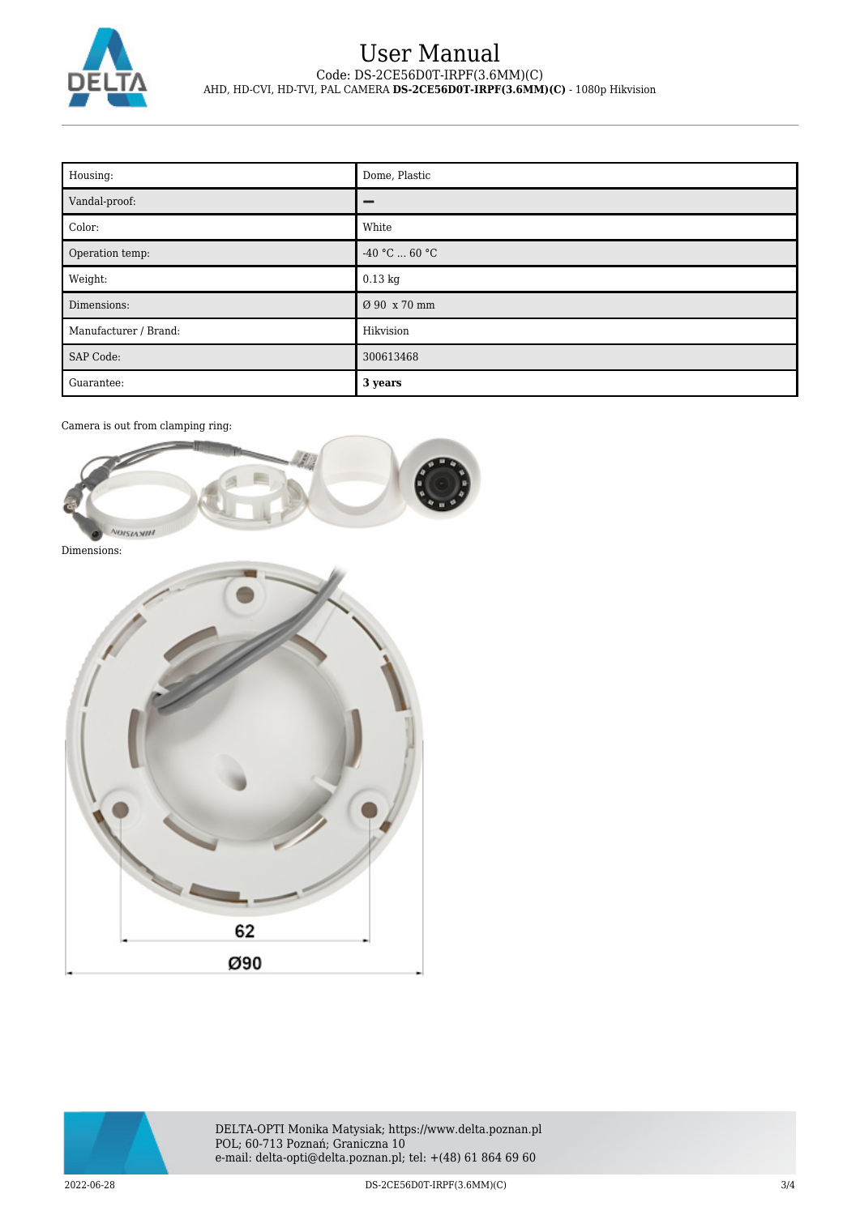| Housing: | Dome, Plastic |
| --- | --- |
| Vandal-proof: | – |
| Color: | White |
| Operation temp: | -40 °C ... 60 °C |
| Weight: | 0.13 kg |
| Dimensions: | Ø 90 x 70 mm |
| Manufacturer / Brand: | Hikvision |
| SAP Code: | 300613468 |
| Guarantee: | **3 years** |

Camera is out from clamping ring:

Dimensions: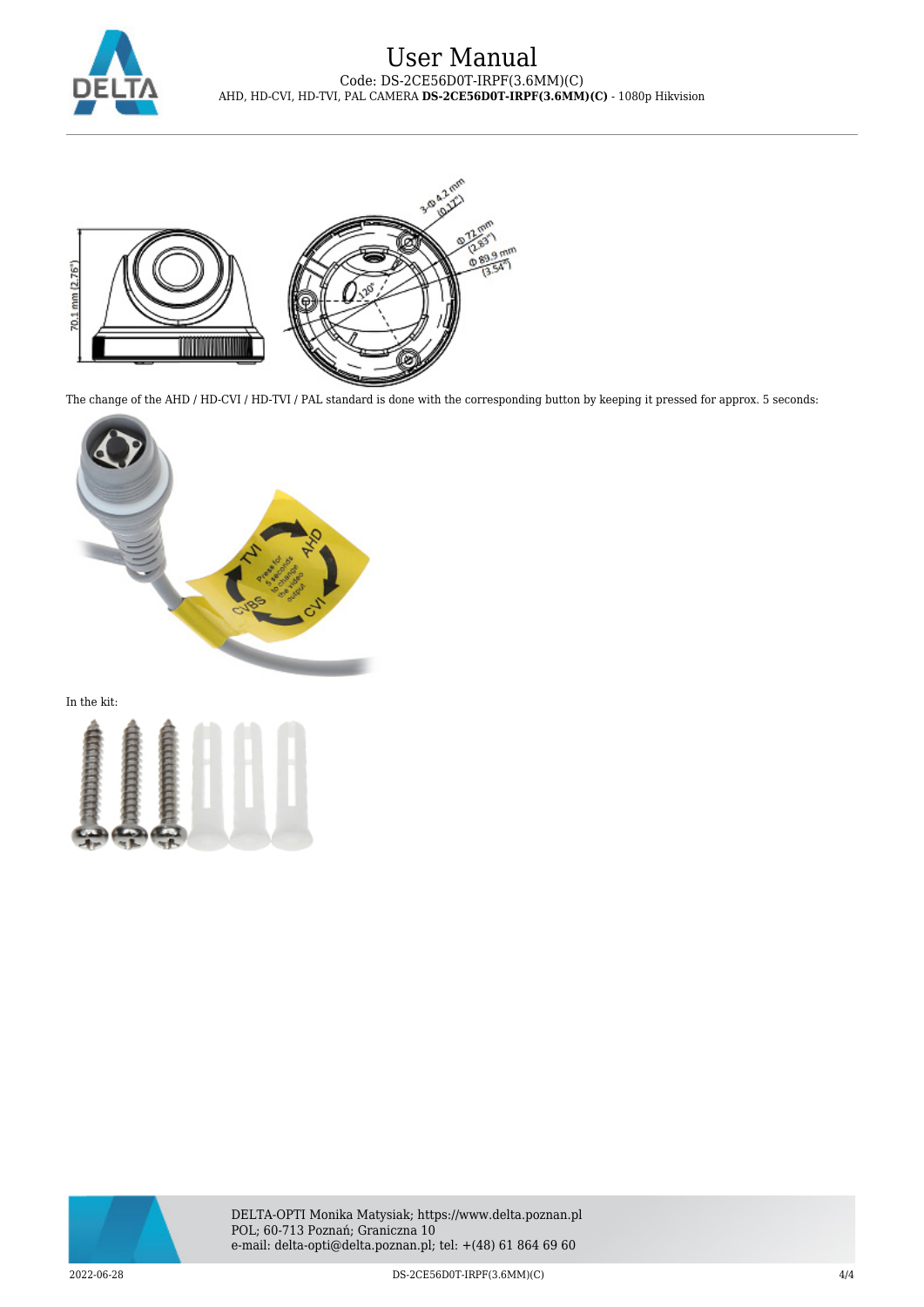The change of the AHD / HD-CVI / HD-TVI / PAL standard is done with the corresponding button by keeping it pressed for approx. 5 seconds:

In the kit: